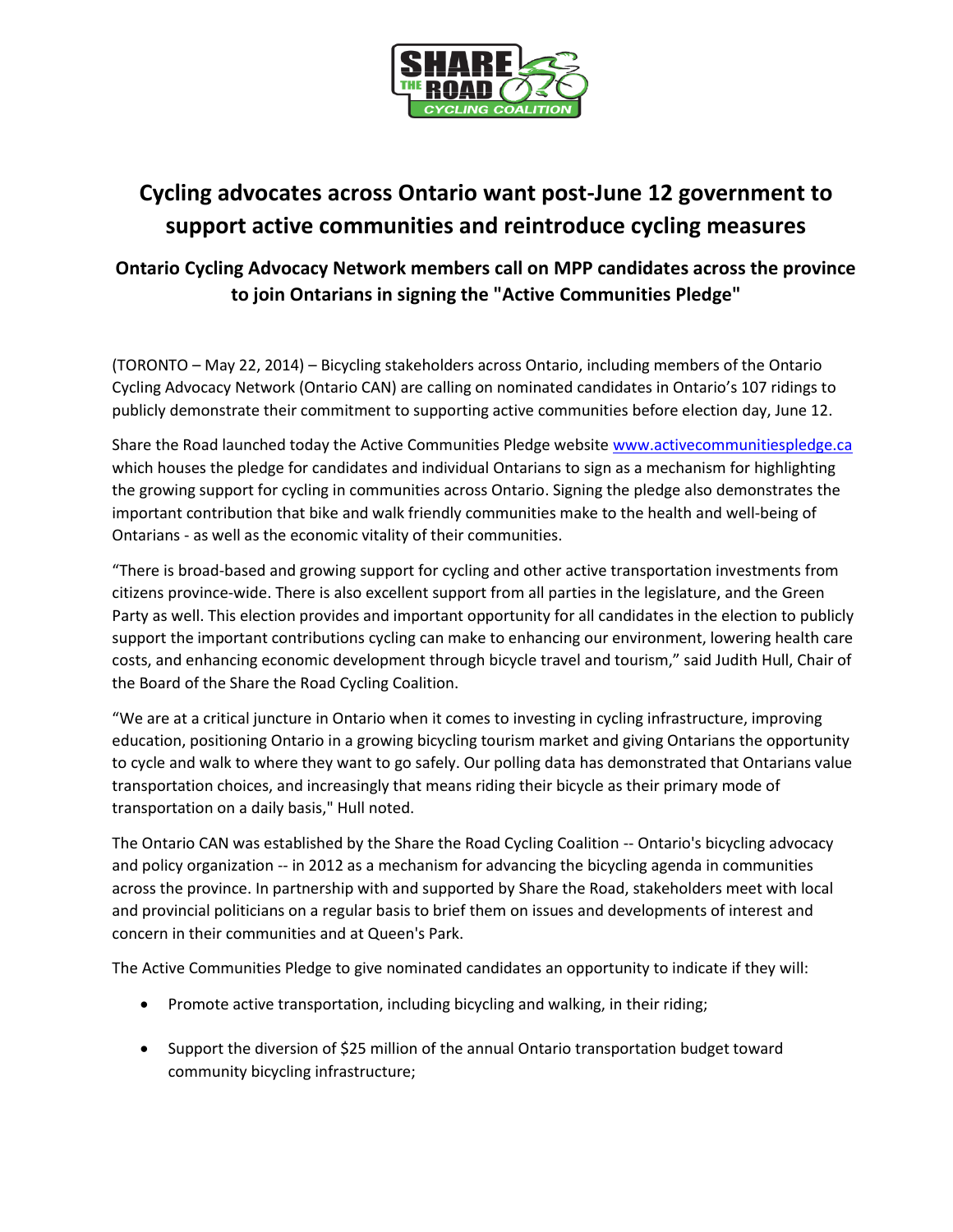# Cycling advocates across Ontario want post-June 12 government to support active communities and reintroduce cycling measures

## Ontario Cycling Advocacy Network members call on MPP candidates across the province to join Ontarians in signing the "Active Communities Pledge"

(TORONTO – May 22, 2014) – Bicycling stakeholders across Ontario, including members of the Ontario Cycling Advocacy Network (Ontario CAN) are calling on nominated candidates in Ontario's 107 ridings to publicly demonstrate their commitment to supporting active communities before election day, June 12.

Share the Road launched today the Active Communities Pledge website www.activecommunitiespledge.ca which houses the pledge for candidates and individual Ontarians to sign as a mechanism for highlighting the growing support for cycling in communities across Ontario. Signing the pledge also demonstrates the important contribution that bike and walk friendly communities make to the health and well-being of Ontarians - as well as the economic vitality of their communities.

"There is broad-based and growing support for cycling and other active transportation investments from citizens province-wide. There is also excellent support from all parties in the legislature, and the Green Party as well. This election provides and important opportunity for all candidates in the election to publicly support the important contributions cycling can make to enhancing our environment, lowering health care costs, and enhancing economic development through bicycle travel and tourism," said Judith Hull, Chair of the Board of the Share the Road Cycling Coalition.

"We are at a critical juncture in Ontario when it comes to investing in cycling infrastructure, improving education, positioning Ontario in a growing bicycling tourism market and giving Ontarians the opportunity to cycle and walk to where they want to go safely. Our polling data has demonstrated that Ontarians value transportation choices, and increasingly that means riding their bicycle as their primary mode of transportation on a daily basis," Hull noted.

The Ontario CAN was established by the Share the Road Cycling Coalition -- Ontario's bicycling advocacy and policy organization -- in 2012 as a mechanism for advancing the bicycling agenda in communities across the province. In partnership with and supported by Share the Road, stakeholders meet with local and provincial politicians on a regular basis to brief them on issues and developments of interest and concern in their communities and at Queen's Park.

The Active Communities Pledge to give nominated candidates an opportunity to indicate if they will:

- Promote active transportation, including bicycling and walking, in their riding;
- Support the diversion of $25 million of the annual Ontario transportation budget toward community bicycling infrastructure;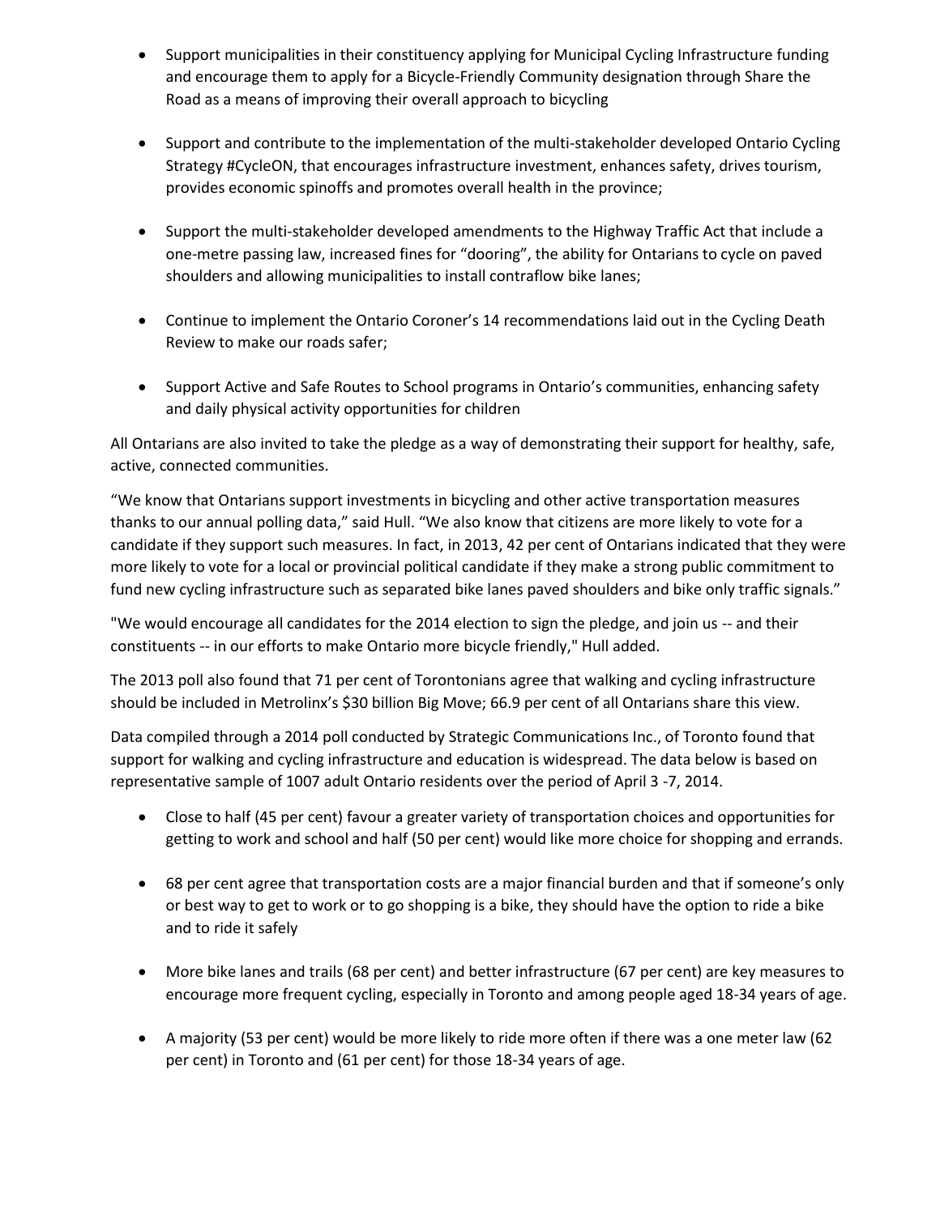- Support municipalities in their constituency applying for Municipal Cycling Infrastructure funding and encourage them to apply for a Bicycle-Friendly Community designation through Share the Road as a means of improving their overall approach to bicycling

- Support and contribute to the implementation of the multi-stakeholder developed Ontario Cycling Strategy #CycleON, that encourages infrastructure investment, enhances safety, drives tourism, provides economic spinoffs and promotes overall health in the province;

- Support the multi-stakeholder developed amendments to the Highway Traffic Act that include a one-metre passing law, increased fines for "dooring", the ability for Ontarians to cycle on paved shoulders and allowing municipalities to install contraflow bike lanes;

- Continue to implement the Ontario Coroner's 14 recommendations laid out in the Cycling Death Review to make our roads safer;

- Support Active and Safe Routes to School programs in Ontario's communities, enhancing safety and daily physical activity opportunities for children

All Ontarians are also invited to take the pledge as a way of demonstrating their support for healthy, safe, active, connected communities.

"We know that Ontarians support investments in bicycling and other active transportation measures thanks to our annual polling data," said Hull. "We also know that citizens are more likely to vote for a candidate if they support such measures. In fact, in 2013, 42 per cent of Ontarians indicated that they were more likely to vote for a local or provincial political candidate if they make a strong public commitment to fund new cycling infrastructure such as separated bike lanes paved shoulders and bike only traffic signals."

"We would encourage all candidates for the 2014 election to sign the pledge, and join us -- and their constituents -- in our efforts to make Ontario more bicycle friendly," Hull added.

The 2013 poll also found that 71 per cent of Torontonians agree that walking and cycling infrastructure should be included in Metrolinx's $30 billion Big Move; 66.9 per cent of all Ontarians share this view.

Data compiled through a 2014 poll conducted by Strategic Communications Inc., of Toronto found that support for walking and cycling infrastructure and education is widespread. The data below is based on representative sample of 1007 adult Ontario residents over the period of April 3 -7, 2014.

- Close to half (45 per cent) favour a greater variety of transportation choices and opportunities for getting to work and school and half (50 per cent) would like more choice for shopping and errands.

- 68 per cent agree that transportation costs are a major financial burden and that if someone's only or best way to get to work or to go shopping is a bike, they should have the option to ride a bike and to ride it safely

- More bike lanes and trails (68 per cent) and better infrastructure (67 per cent) are key measures to encourage more frequent cycling, especially in Toronto and among people aged 18-34 years of age.

- A majority (53 per cent) would be more likely to ride more often if there was a one meter law (62 per cent) in Toronto and (61 per cent) for those 18-34 years of age.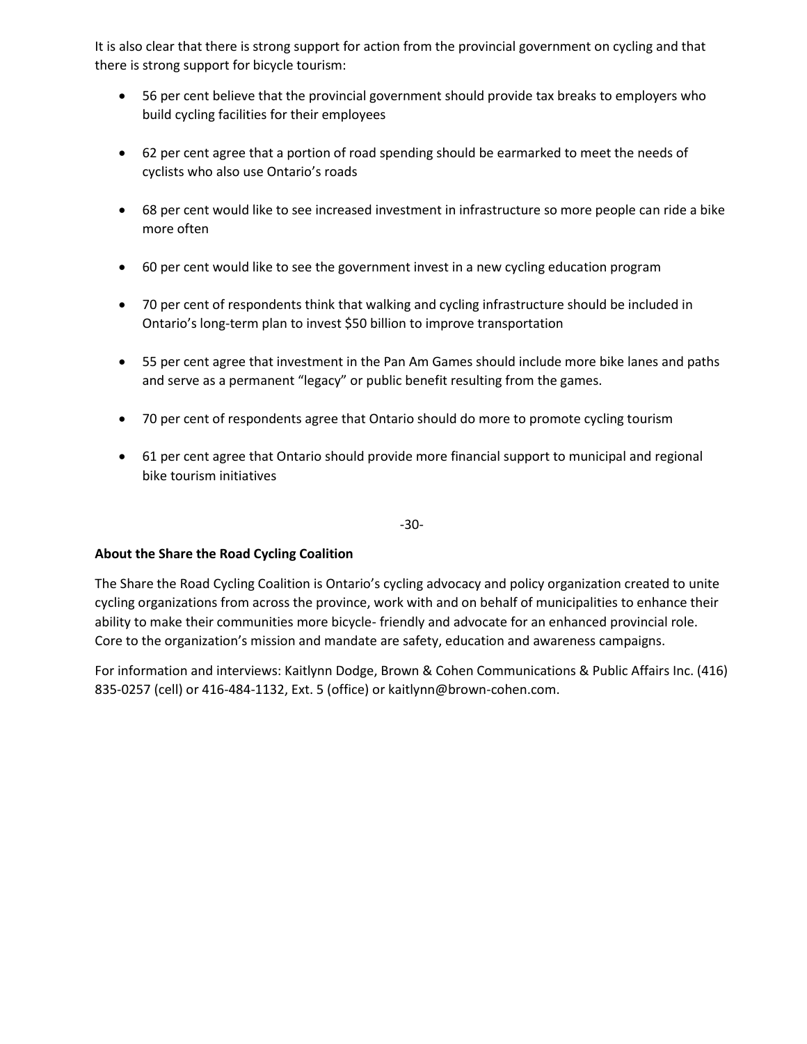It is also clear that there is strong support for action from the provincial government on cycling and that there is strong support for bicycle tourism:

- 56 per cent believe that the provincial government should provide tax breaks to employers who build cycling facilities for their employees
- 62 per cent agree that a portion of road spending should be earmarked to meet the needs of cyclists who also use Ontario's roads
- 68 per cent would like to see increased investment in infrastructure so more people can ride a bike more often
- 60 per cent would like to see the government invest in a new cycling education program
- 70 per cent of respondents think that walking and cycling infrastructure should be included in Ontario's long-term plan to invest $50 billion to improve transportation
- 55 per cent agree that investment in the Pan Am Games should include more bike lanes and paths and serve as a permanent "legacy" or public benefit resulting from the games.
- 70 per cent of respondents agree that Ontario should do more to promote cycling tourism
- 61 per cent agree that Ontario should provide more financial support to municipal and regional bike tourism initiatives

-30-

**About the Share the Road Cycling Coalition**

The Share the Road Cycling Coalition is Ontario's cycling advocacy and policy organization created to unite cycling organizations from across the province, work with and on behalf of municipalities to enhance their ability to make their communities more bicycle- friendly and advocate for an enhanced provincial role. Core to the organization's mission and mandate are safety, education and awareness campaigns.

For information and interviews: Kaitlynn Dodge, Brown & Cohen Communications & Public Affairs Inc. (416) 835-0257 (cell) or 416-484-1132, Ext. 5 (office) or kaitlynn@brown-cohen.com.